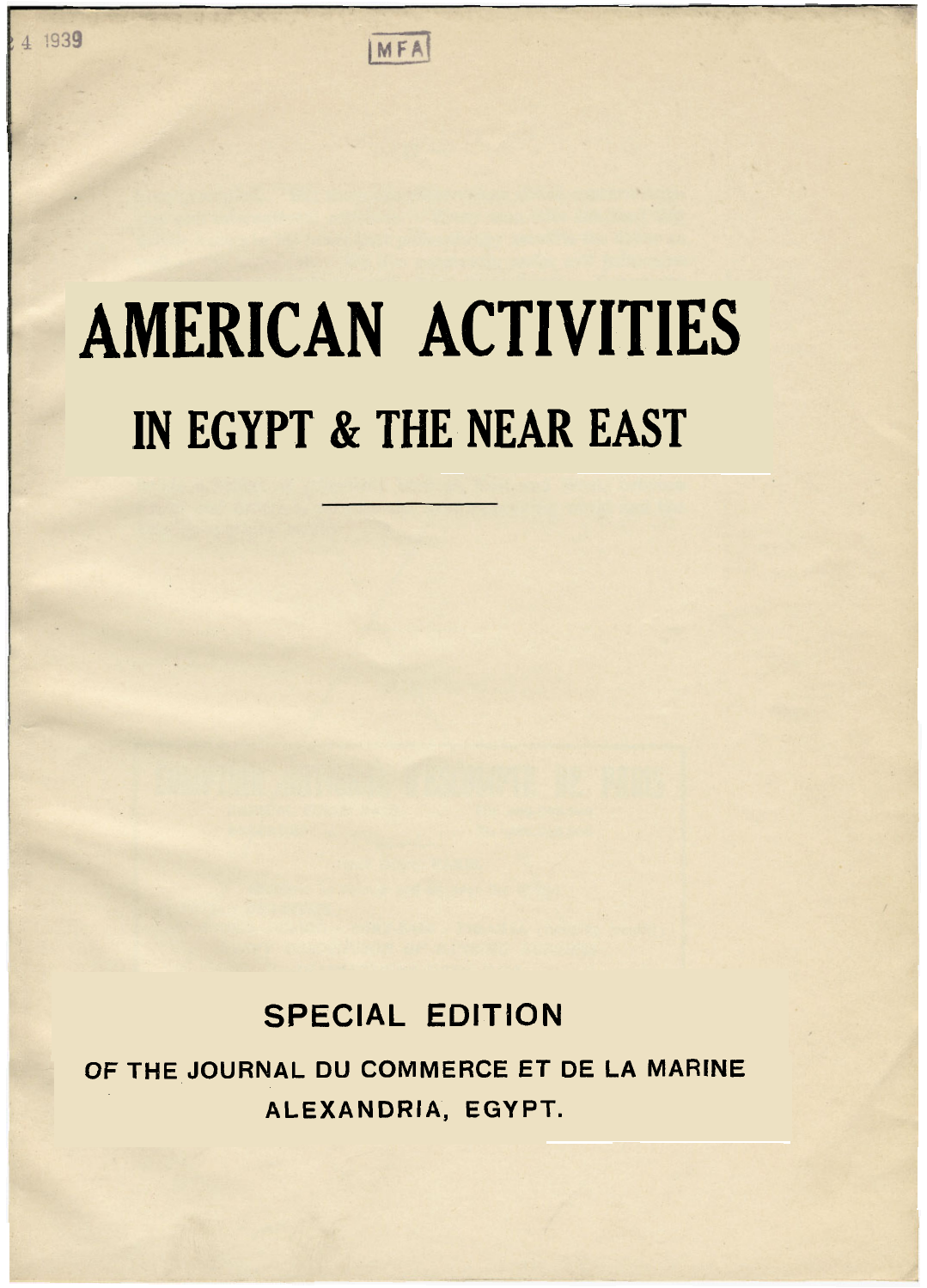# AMERICAN ACTIVITIES

## IN EGYPT & THE NEAR EAST

---

**SPECIAL EDITION**

**OF THE JOURNAL DU COMMERCE ET DE LA MARINE**

**ALEXANDRIA, EGYPT.**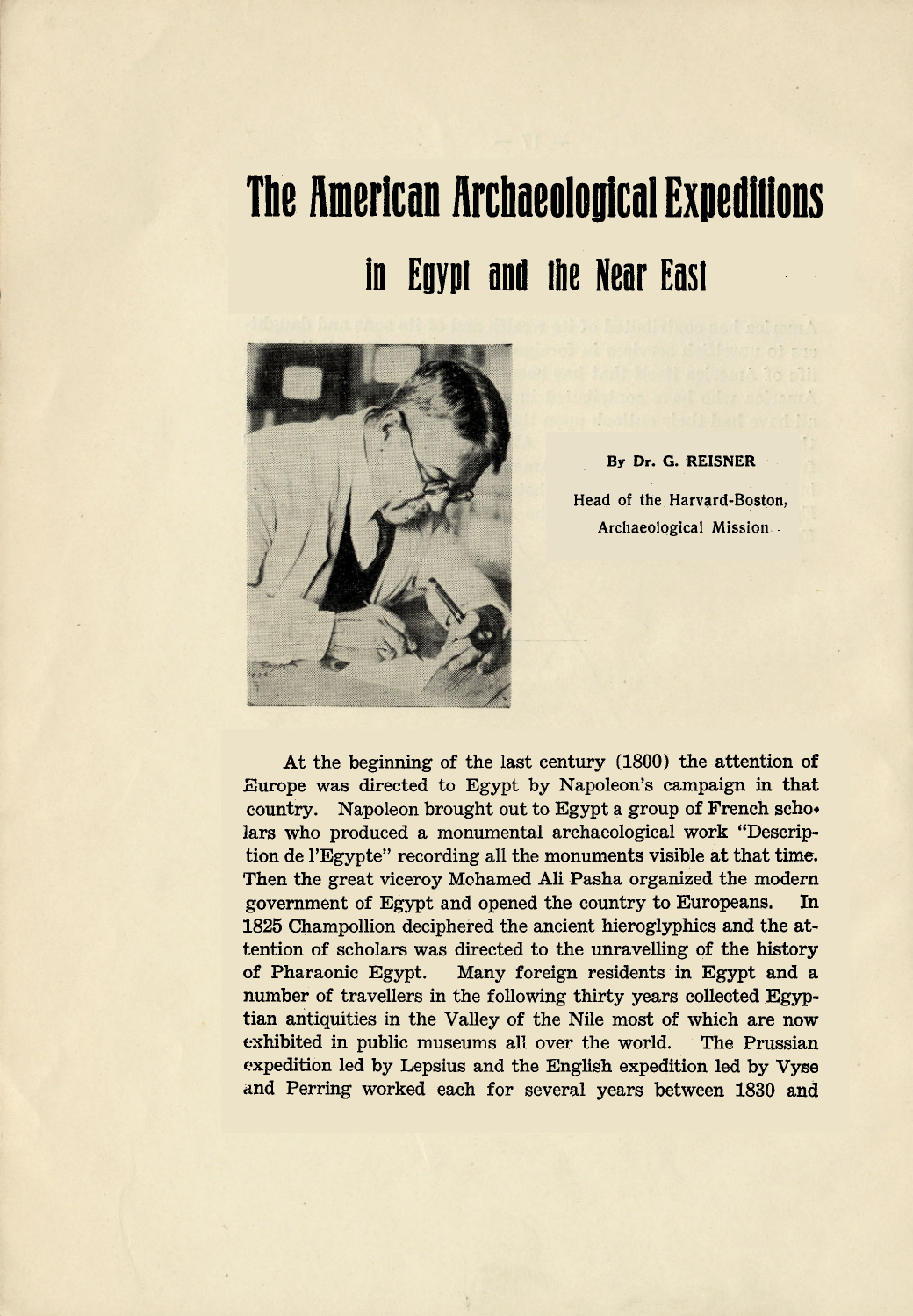# The American Archaeological Expeditions

## in Egypt and the Near East

**By Dr. G. REISNER**

Head of the Harvard-Boston, Archaeological Mission

At the beginning of the last century (1800) the attention of Europe was directed to Egypt by Napoleon's campaign in that country. Napoleon brought out to Egypt a group of French scholars who produced a monumental archaeological work "Description de l'Egypte" recording all the monuments visible at that time. Then the great viceroy Mohamed Ali Pasha organized the modern government of Egypt and opened the country to Europeans. In 1825 Champollion deciphered the ancient hieroglyphics and the attention of scholars was directed to the unravelling of the history of Pharaonic Egypt. Many foreign residents in Egypt and a number of travellers in the following thirty years collected Egyptian antiquities in the Valley of the Nile most of which are now exhibited in public museums all over the world. The Prussian expedition led by Lepsius and the English expedition led by Vyse and Perring worked each for several years between 1830 and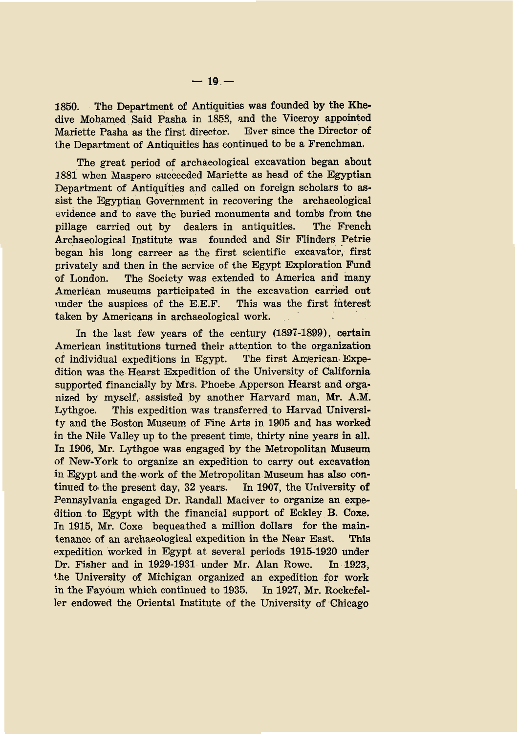1850. The Department of Antiquities was founded by the Khedive Mohamed Said Pasha in 1858, and the Viceroy appointed Mariette Pasha as the first director. Ever since the Director of the Department of Antiquities has continued to be a Frenchman.

The great period of archaeological excavation began about 1881 when Maspero succeeded Mariette as head of the Egyptian Department of Antiquities and called on foreign scholars to assist the Egyptian Government in recovering the archaeological evidence and to save the buried monuments and tombs from the pillage carried out by dealers in antiquities. The French Archaeological Institute was founded and Sir Flinders Petrie began his long carreer as the first scientific excavator, first privately and then in the service of the Egypt Exploration Fund of London. The Society was extended to America and many American museums participated in the excavation carried out under the auspices of the E.E.F. This was the first interest taken by Americans in archaeological work.

In the last few years of the century (1897-1899), certain American institutions turned their attention to the organization of individual expeditions in Egypt. The first American Expedition was the Hearst Expedition of the University of California supported financially by Mrs. Phoebe Apperson Hearst and organized by myself, assisted by another Harvard man, Mr. A.M. Lythgoe. This expedition was transferred to Harvad University and the Boston Museum of Fine Arts in 1905 and has worked in the Nile Valley up to the present time, thirty nine years in all. In 1906, Mr. Lythgoe was engaged by the Metropolitan Museum of New-York to organize an expedition to carry out excavation in Egypt and the work of the Metropolitan Museum has also continued to the present day, 32 years. In 1907, the University of Pennsylvania engaged Dr. Randall Maciver to organize an expedition to Egypt with the financial support of Eckley B. Coxe. In 1915, Mr. Coxe bequeathed a million dollars for the maintenance of an archaeological expedition in the Near East. This expedition worked in Egypt at several periods 1915-1920 under Dr. Fisher and in 1929-1931 under Mr. Alan Rowe. In 1923, the University of Michigan organized an expedition for work in the Fayoum which continued to 1935. In 1927, Mr. Rockefeller endowed the Oriental Institute of the University of Chicago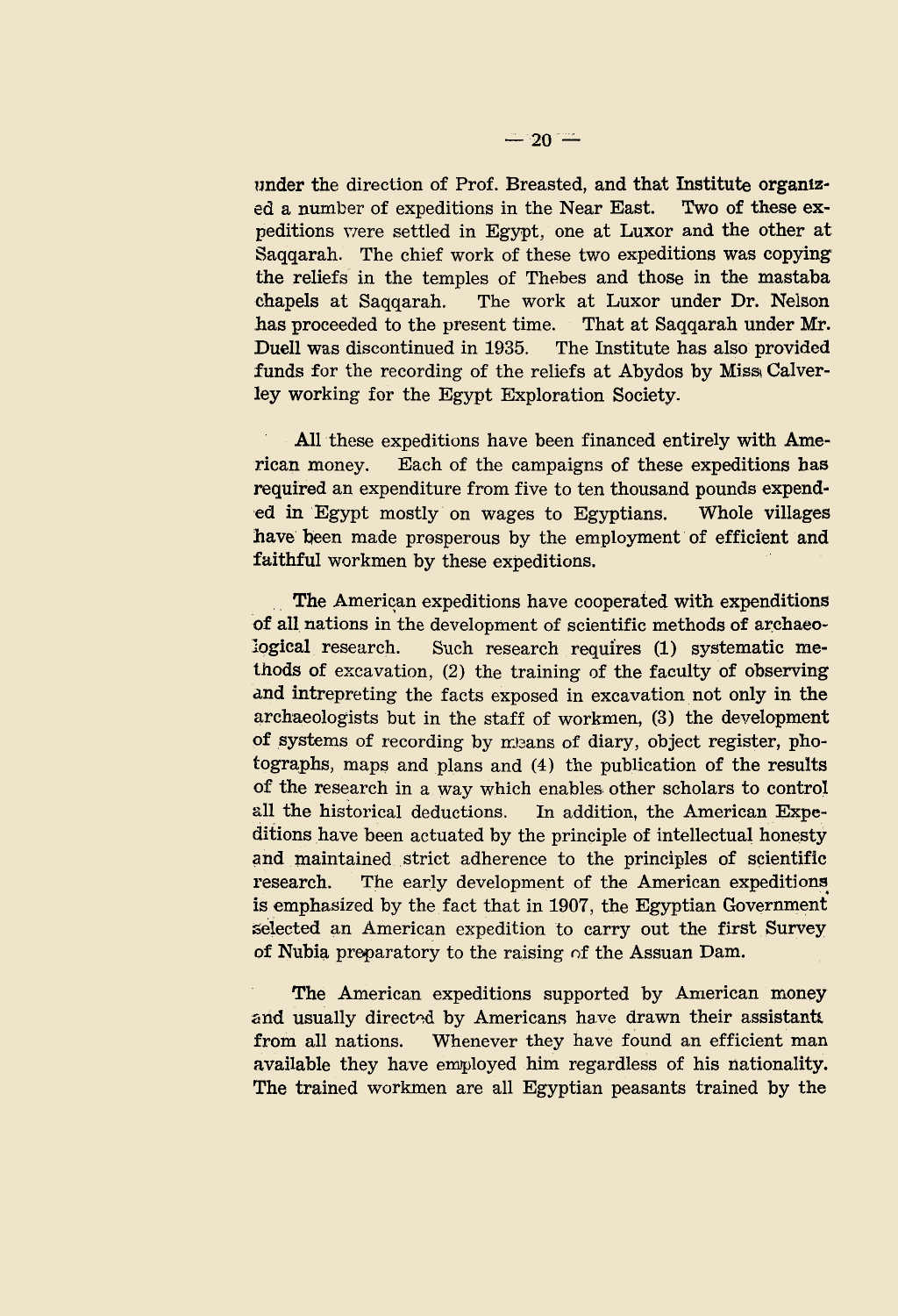under the direction of Prof. Breasted, and that Institute organized a number of expeditions in the Near East. Two of these expeditions were settled in Egypt, one at Luxor and the other at Saqqarah. The chief work of these two expeditions was copying the reliefs in the temples of Thebes and those in the mastaba chapels at Saqqarah. The work at Luxor under Dr. Nelson has proceeded to the present time. That at Saqqarah under Mr. Duell was discontinued in 1935. The Institute has also provided funds for the recording of the reliefs at Abydos by Miss Calverley working for the Egypt Exploration Society.

All these expeditions have been financed entirely with American money. Each of the campaigns of these expeditions has required an expenditure from five to ten thousand pounds expended in Egypt mostly on wages to Egyptians. Whole villages have been made prosperous by the employment of efficient and faithful workmen by these expeditions.

The American expeditions have cooperated with expenditions of all nations in the development of scientific methods of archaeological research. Such research requires (1) systematic methods of excavation, (2) the training of the faculty of observing and intrepreting the facts exposed in excavation not only in the archaeologists but in the staff of workmen, (3) the development of systems of recording by means of diary, object register, photographs, maps and plans and (4) the publication of the results of the research in a way which enables other scholars to control all the historical deductions. In addition, the American Expeditions have been actuated by the principle of intellectual honesty and maintained strict adherence to the principles of scientific research. The early development of the American expeditions is emphasized by the fact that in 1907, the Egyptian Government selected an American expedition to carry out the first Survey of Nubia preparatory to the raising of the Assuan Dam.

The American expeditions supported by American money and usually directed by Americans have drawn their assistants from all nations. Whenever they have found an efficient man available they have employed him regardless of his nationality. The trained workmen are all Egyptian peasants trained by the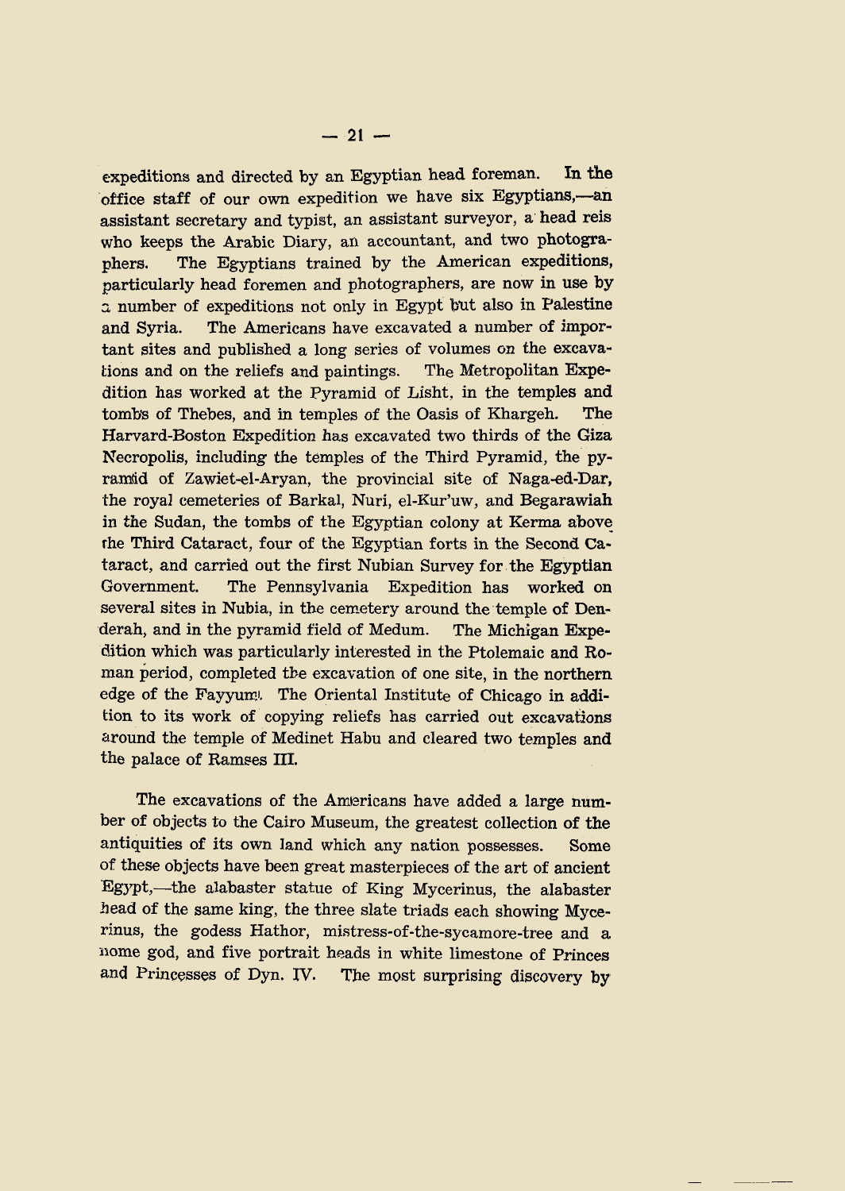expeditions and directed by an Egyptian head foreman. In the office staff of our own expedition we have six Egyptians,—an assistant secretary and typist, an assistant surveyor, a head reis who keeps the Arabic Diary, an accountant, and two photographers. The Egyptians trained by the American expeditions, particularly head foremen and photographers, are now in use by a number of expeditions not only in Egypt but also in Palestine and Syria. The Americans have excavated a number of important sites and published a long series of volumes on the excavations and on the reliefs and paintings. The Metropolitan Expedition has worked at the Pyramid of Lisht, in the temples and tombs of Thebes, and in temples of the Oasis of Khargeh. The Harvard-Boston Expedition has excavated two thirds of the Giza Necropolis, including the temples of the Third Pyramid, the pyramid of Zawiet-el-Aryan, the provincial site of Naga-ed-Dar, the royal cemeteries of Barkal, Nuri, el-Kur'uw, and Begarawiah in the Sudan, the tombs of the Egyptian colony at Kerma above the Third Cataract, four of the Egyptian forts in the Second Cataract, and carried out the first Nubian Survey for the Egyptian Government. The Pennsylvania Expedition has worked on several sites in Nubia, in the cemetery around the temple of Denderah, and in the pyramid field of Medum. The Michigan Expedition which was particularly interested in the Ptolemaic and Roman period, completed the excavation of one site, in the northern edge of the Fayyum. The Oriental Institute of Chicago in addition to its work of copying reliefs has carried out excavations around the temple of Medinet Habu and cleared two temples and the palace of Ramses III.

The excavations of the Americans have added a large number of objects to the Cairo Museum, the greatest collection of the antiquities of its own land which any nation possesses. Some of these objects have been great masterpieces of the art of ancient Egypt,—the alabaster statue of King Mycerinus, the alabaster head of the same king, the three slate triads each showing Mycerinus, the godess Hathor, mistress-of-the-sycamore-tree and a nome god, and five portrait heads in white limestone of Princes and Princesses of Dyn. IV. The most surprising discovery by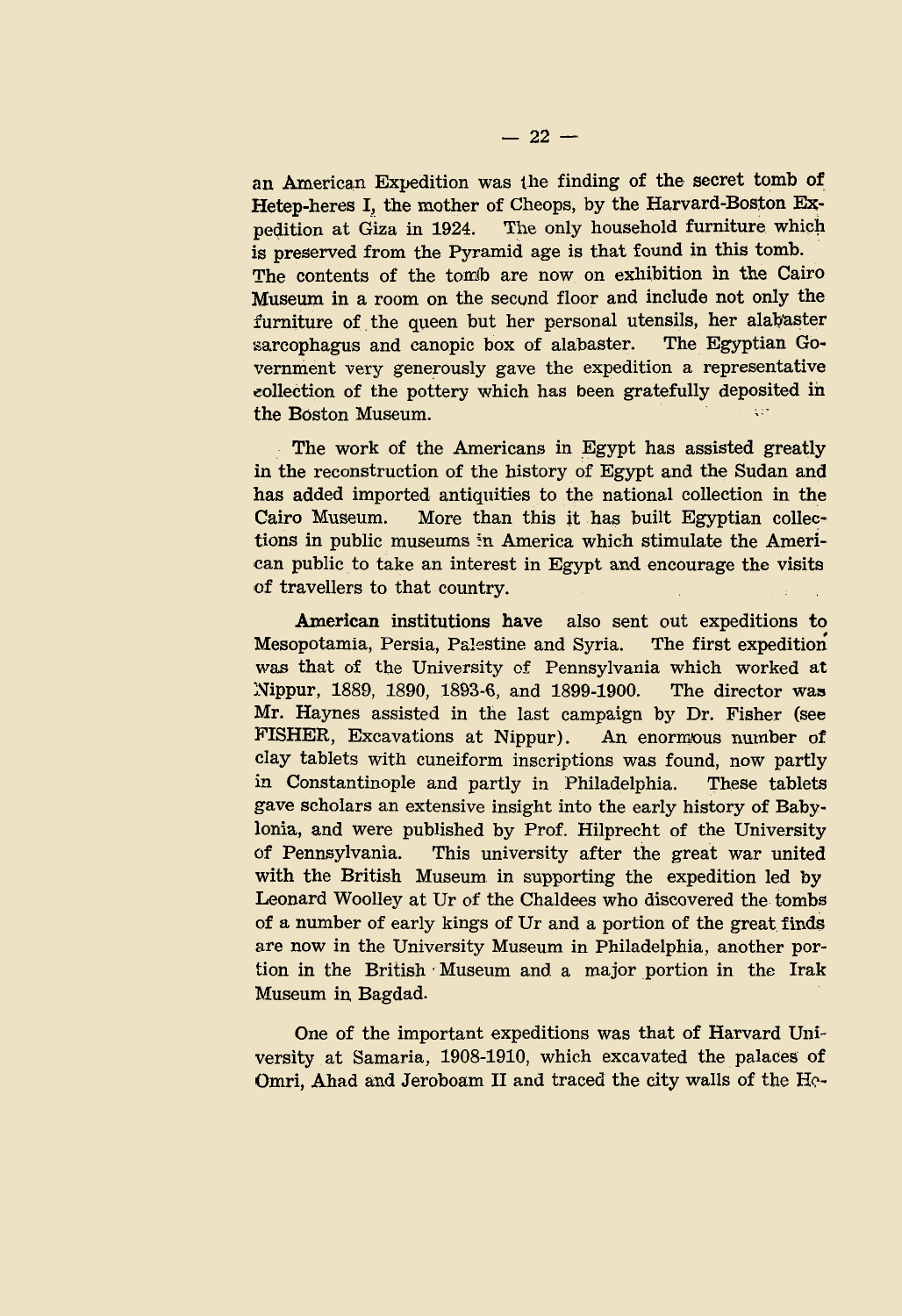an American Expedition was the finding of the secret tomb of Hetep-heres I, the mother of Cheops, by the Harvard-Boston Expedition at Giza in 1924. The only household furniture which is preserved from the Pyramid age is that found in this tomb. The contents of the tomb are now on exhibition in the Cairo Museum in a room on the second floor and include not only the furniture of the queen but her personal utensils, her alabaster sarcophagus and canopic box of alabaster. The Egyptian Government very generously gave the expedition a representative collection of the pottery which has been gratefully deposited in the Boston Museum.

The work of the Americans in Egypt has assisted greatly in the reconstruction of the history of Egypt and the Sudan and has added imported antiquities to the national collection in the Cairo Museum. More than this it has built Egyptian collections in public museums in America which stimulate the American public to take an interest in Egypt and encourage the visits of travellers to that country.

**American institutions have** also sent out expeditions to Mesopotamia, Persia, Palestine and Syria. The first expedition was that of the University of Pennsylvania which worked at Nippur, 1889, 1890, 1893-6, and 1899-1900. The director was Mr. Haynes assisted in the last campaign by Dr. Fisher (see FISHER, Excavations at Nippur). An enormous number of clay tablets with cuneiform inscriptions was found, now partly in Constantinople and partly in Philadelphia. These tablets gave scholars an extensive insight into the early history of Babylonia, and were published by Prof. Hilprecht of the University of Pennsylvania. This university after the great war united with the British Museum in supporting the expedition led by Leonard Woolley at Ur of the Chaldees who discovered the tombs of a number of early kings of Ur and a portion of the great finds are now in the University Museum in Philadelphia, another portion in the British Museum and a major portion in the Irak Museum in Bagdad.

One of the important expeditions was that of Harvard University at Samaria, 1908-1910, which excavated the palaces of Omri, Ahad and Jeroboam II and traced the city walls of the He-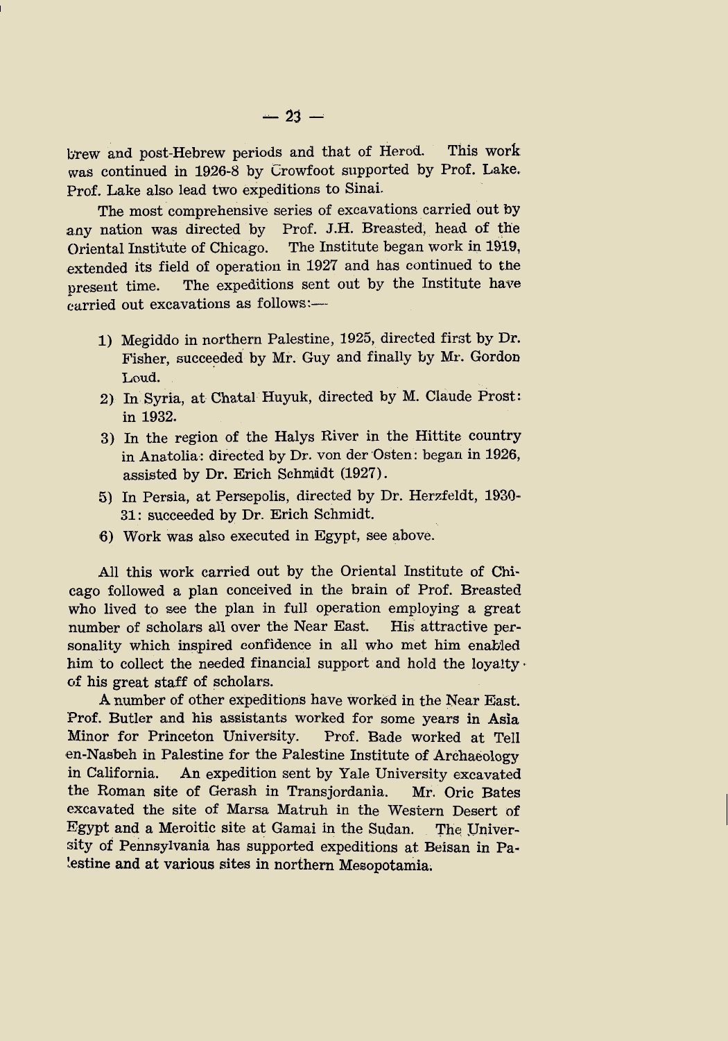brew and post-Hebrew periods and that of Herod. This work was continued in 1926-8 by Crowfoot supported by Prof. Lake. Prof. Lake also lead two expeditions to Sinai.

The most comprehensive series of excavations carried out by any nation was directed by Prof. J.H. Breasted, head of the Oriental Institute of Chicago. The Institute began work in 1919, extended its field of operation in 1927 and has continued to the present time. The expeditions sent out by the Institute have carried out excavations as follows:—

1) Megiddo in northern Palestine, 1925, directed first by Dr. Fisher, succeeded by Mr. Guy and finally by Mr. Gordon Loud.
2) In Syria, at Chatal Huyuk, directed by M. Claude Prost: in 1932.
3) In the region of the Halys River in the Hittite country in Anatolia: directed by Dr. von der Osten: began in 1926, assisted by Dr. Erich Schmidt (1927).
5) In Persia, at Persepolis, directed by Dr. Herzfeldt, 1930-31: succeeded by Dr. Erich Schmidt.
6) Work was also executed in Egypt, see above.

All this work carried out by the Oriental Institute of Chicago followed a plan conceived in the brain of Prof. Breasted who lived to see the plan in full operation employing a great number of scholars all over the Near East. His attractive personality which inspired confidence in all who met him enabled him to collect the needed financial support and hold the loyalty of his great staff of scholars.

A number of other expeditions have worked in the Near East. Prof. Butler and his assistants worked for some years in Asia Minor for Princeton University. Prof. Bade worked at Tell en-Nasbeh in Palestine for the Palestine Institute of Archaeology in California. An expedition sent by Yale University excavated the Roman site of Gerash in Transjordania. Mr. Oric Bates excavated the site of Marsa Matruh in the Western Desert of Egypt and a Meroitic site at Gamai in the Sudan. The University of Pennsylvania has supported expeditions at Beisan in Palestine and at various sites in northern Mesopotamia.